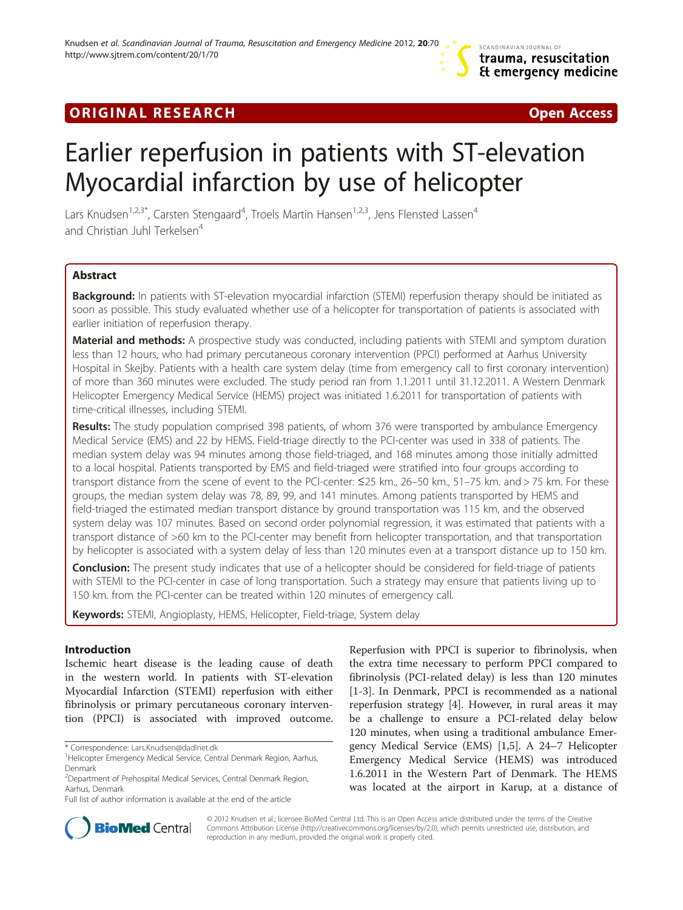ORIGINAL RESEARCH Open Access

# Earlier reperfusion in patients with ST-elevation Myocardial infarction by use of helicopter

Lars Knudsen[1,2,3*], Carsten Stengaard[4], Troels Martin Hansen[1,2,3], Jens Flensted Lassen[4] and Christian Juhl Terkelsen[4]

## Abstract

**Background:** In patients with ST-elevation myocardial infarction (STEMI) reperfusion therapy should be initiated as soon as possible. This study evaluated whether use of a helicopter for transportation of patients is associated with earlier initiation of reperfusion therapy.

**Material and methods:** A prospective study was conducted, including patients with STEMI and symptom duration less than 12 hours, who had primary percutaneous coronary intervention (PPCI) performed at Aarhus University Hospital in Skejby. Patients with a health care system delay (time from emergency call to first coronary intervention) of more than 360 minutes were excluded. The study period ran from 1.1.2011 until 31.12.2011. A Western Denmark Helicopter Emergency Medical Service (HEMS) project was initiated 1.6.2011 for transportation of patients with time-critical illnesses, including STEMI.

**Results:** The study population comprised 398 patients, of whom 376 were transported by ambulance Emergency Medical Service (EMS) and 22 by HEMS. Field-triage directly to the PCI-center was used in 338 of patients. The median system delay was 94 minutes among those field-triaged, and 168 minutes among those initially admitted to a local hospital. Patients transported by EMS and field-triaged were stratified into four groups according to transport distance from the scene of event to the PCI-center: ≤25 km., 26–50 km., 51–75 km. and > 75 km. For these groups, the median system delay was 78, 89, 99, and 141 minutes. Among patients transported by HEMS and field-triaged the estimated median transport distance by ground transportation was 115 km, and the observed system delay was 107 minutes. Based on second order polynomial regression, it was estimated that patients with a transport distance of >60 km to the PCI-center may benefit from helicopter transportation, and that transportation by helicopter is associated with a system delay of less than 120 minutes even at a transport distance up to 150 km.

**Conclusion:** The present study indicates that use of a helicopter should be considered for field-triage of patients with STEMI to the PCI-center in case of long transportation. Such a strategy may ensure that patients living up to 150 km. from the PCI-center can be treated within 120 minutes of emergency call.

**Keywords:** STEMI, Angioplasty, HEMS, Helicopter, Field-triage, System delay

## Introduction

Ischemic heart disease is the leading cause of death in the western world. In patients with ST-elevation Myocardial Infarction (STEMI) reperfusion with either fibrinolysis or primary percutaneous coronary intervention (PPCI) is associated with improved outcome. Reperfusion with PPCI is superior to fibrinolysis, when the extra time necessary to perform PPCI compared to fibrinolysis (PCI-related delay) is less than 120 minutes [1-3]. In Denmark, PPCI is recommended as a national reperfusion strategy [4]. However, in rural areas it may be a challenge to ensure a PCI-related delay below 120 minutes, when using a traditional ambulance Emergency Medical Service (EMS) [1,5]. A 24–7 Helicopter Emergency Medical Service (HEMS) was introduced 1.6.2011 in the Western Part of Denmark. The HEMS was located at the airport in Karup, at a distance of

\* Correspondence: Lars.Knudsen@dadlnet.dk
[1]Helicopter Emergency Medical Service, Central Denmark Region, Aarhus, Denmark
[2]Department of Prehospital Medical Services, Central Denmark Region, Aarhus, Denmark
Full list of author information is available at the end of the article

© 2012 Knudsen et al.; licensee BioMed Central Ltd. This is an Open Access article distributed under the terms of the Creative Commons Attribution License (http://creativecommons.org/licenses/by/2.0), which permits unrestricted use, distribution, and reproduction in any medium, provided the original work is properly cited.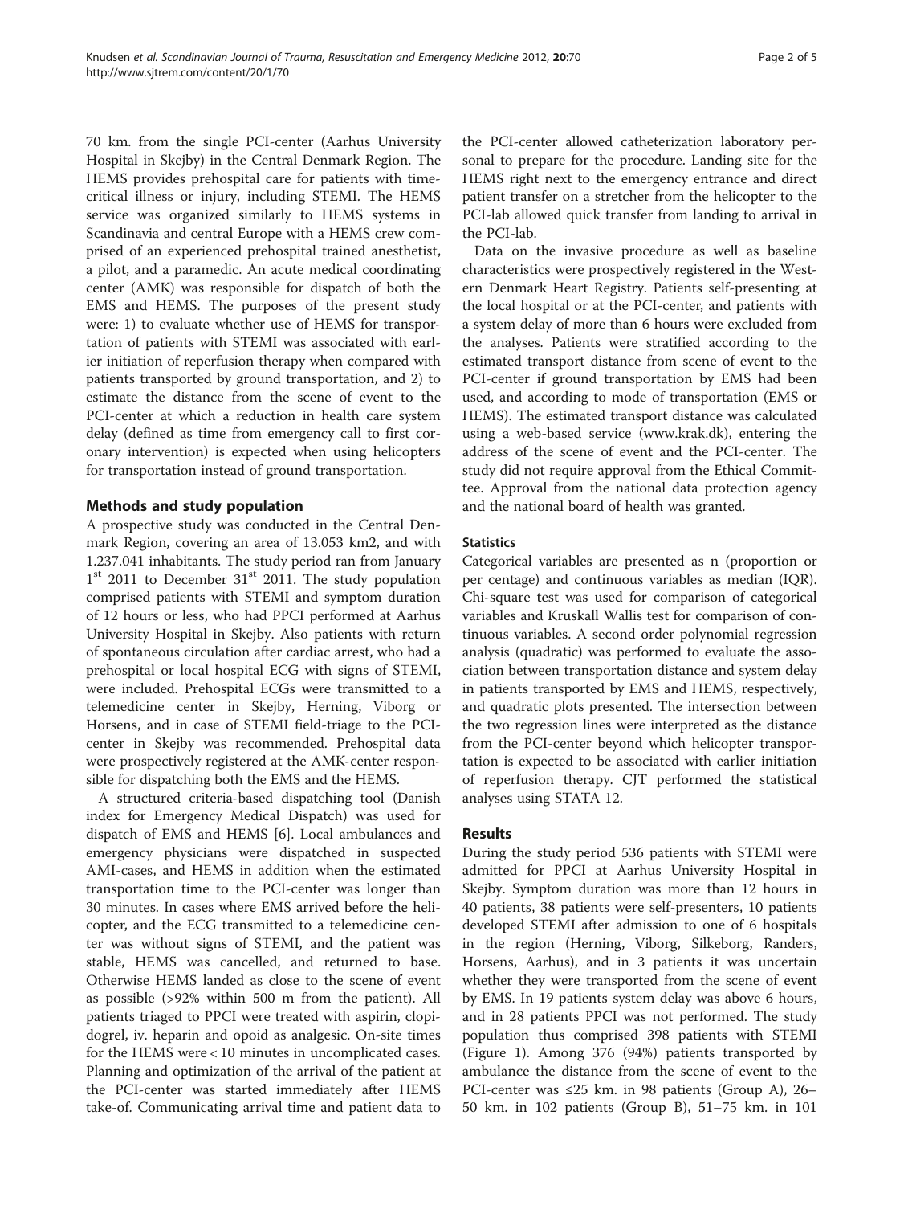70 km. from the single PCI-center (Aarhus University Hospital in Skejby) in the Central Denmark Region. The HEMS provides prehospital care for patients with time-critical illness or injury, including STEMI. The HEMS service was organized similarly to HEMS systems in Scandinavia and central Europe with a HEMS crew comprised of an experienced prehospital trained anesthetist, a pilot, and a paramedic. An acute medical coordinating center (AMK) was responsible for dispatch of both the EMS and HEMS. The purposes of the present study were: 1) to evaluate whether use of HEMS for transportation of patients with STEMI was associated with earlier initiation of reperfusion therapy when compared with patients transported by ground transportation, and 2) to estimate the distance from the scene of event to the PCI-center at which a reduction in health care system delay (defined as time from emergency call to first coronary intervention) is expected when using helicopters for transportation instead of ground transportation.

## Methods and study population

A prospective study was conducted in the Central Denmark Region, covering an area of 13.053 km2, and with 1.237.041 inhabitants. The study period ran from January 1[st] 2011 to December 31[st] 2011. The study population comprised patients with STEMI and symptom duration of 12 hours or less, who had PPCI performed at Aarhus University Hospital in Skejby. Also patients with return of spontaneous circulation after cardiac arrest, who had a prehospital or local hospital ECG with signs of STEMI, were included. Prehospital ECGs were transmitted to a telemedicine center in Skejby, Herning, Viborg or Horsens, and in case of STEMI field-triage to the PCI-center in Skejby was recommended. Prehospital data were prospectively registered at the AMK-center responsible for dispatching both the EMS and the HEMS.

A structured criteria-based dispatching tool (Danish index for Emergency Medical Dispatch) was used for dispatch of EMS and HEMS [6]. Local ambulances and emergency physicians were dispatched in suspected AMI-cases, and HEMS in addition when the estimated transportation time to the PCI-center was longer than 30 minutes. In cases where EMS arrived before the helicopter, and the ECG transmitted to a telemedicine center was without signs of STEMI, and the patient was stable, HEMS was cancelled, and returned to base. Otherwise HEMS landed as close to the scene of event as possible (>92% within 500 m from the patient). All patients triaged to PPCI were treated with aspirin, clopidogrel, iv. heparin and opoid as analgesic. On-site times for the HEMS were < 10 minutes in uncomplicated cases. Planning and optimization of the arrival of the patient at the PCI-center was started immediately after HEMS take-of. Communicating arrival time and patient data to the PCI-center allowed catheterization laboratory personal to prepare for the procedure. Landing site for the HEMS right next to the emergency entrance and direct patient transfer on a stretcher from the helicopter to the PCI-lab allowed quick transfer from landing to arrival in the PCI-lab.

Data on the invasive procedure as well as baseline characteristics were prospectively registered in the Western Denmark Heart Registry. Patients self-presenting at the local hospital or at the PCI-center, and patients with a system delay of more than 6 hours were excluded from the analyses. Patients were stratified according to the estimated transport distance from scene of event to the PCI-center if ground transportation by EMS had been used, and according to mode of transportation (EMS or HEMS). The estimated transport distance was calculated using a web-based service (www.krak.dk), entering the address of the scene of event and the PCI-center. The study did not require approval from the Ethical Committee. Approval from the national data protection agency and the national board of health was granted.

### Statistics

Categorical variables are presented as n (proportion or per centage) and continuous variables as median (IQR). Chi-square test was used for comparison of categorical variables and Kruskall Wallis test for comparison of continuous variables. A second order polynomial regression analysis (quadratic) was performed to evaluate the association between transportation distance and system delay in patients transported by EMS and HEMS, respectively, and quadratic plots presented. The intersection between the two regression lines were interpreted as the distance from the PCI-center beyond which helicopter transportation is expected to be associated with earlier initiation of reperfusion therapy. CJT performed the statistical analyses using STATA 12.

## Results

During the study period 536 patients with STEMI were admitted for PPCI at Aarhus University Hospital in Skejby. Symptom duration was more than 12 hours in 40 patients, 38 patients were self-presenters, 10 patients developed STEMI after admission to one of 6 hospitals in the region (Herning, Viborg, Silkeborg, Randers, Horsens, Aarhus), and in 3 patients it was uncertain whether they were transported from the scene of event by EMS. In 19 patients system delay was above 6 hours, and in 28 patients PPCI was not performed. The study population thus comprised 398 patients with STEMI (Figure 1). Among 376 (94%) patients transported by ambulance the distance from the scene of event to the PCI-center was ≤25 km. in 98 patients (Group A), 26–50 km. in 102 patients (Group B), 51–75 km. in 101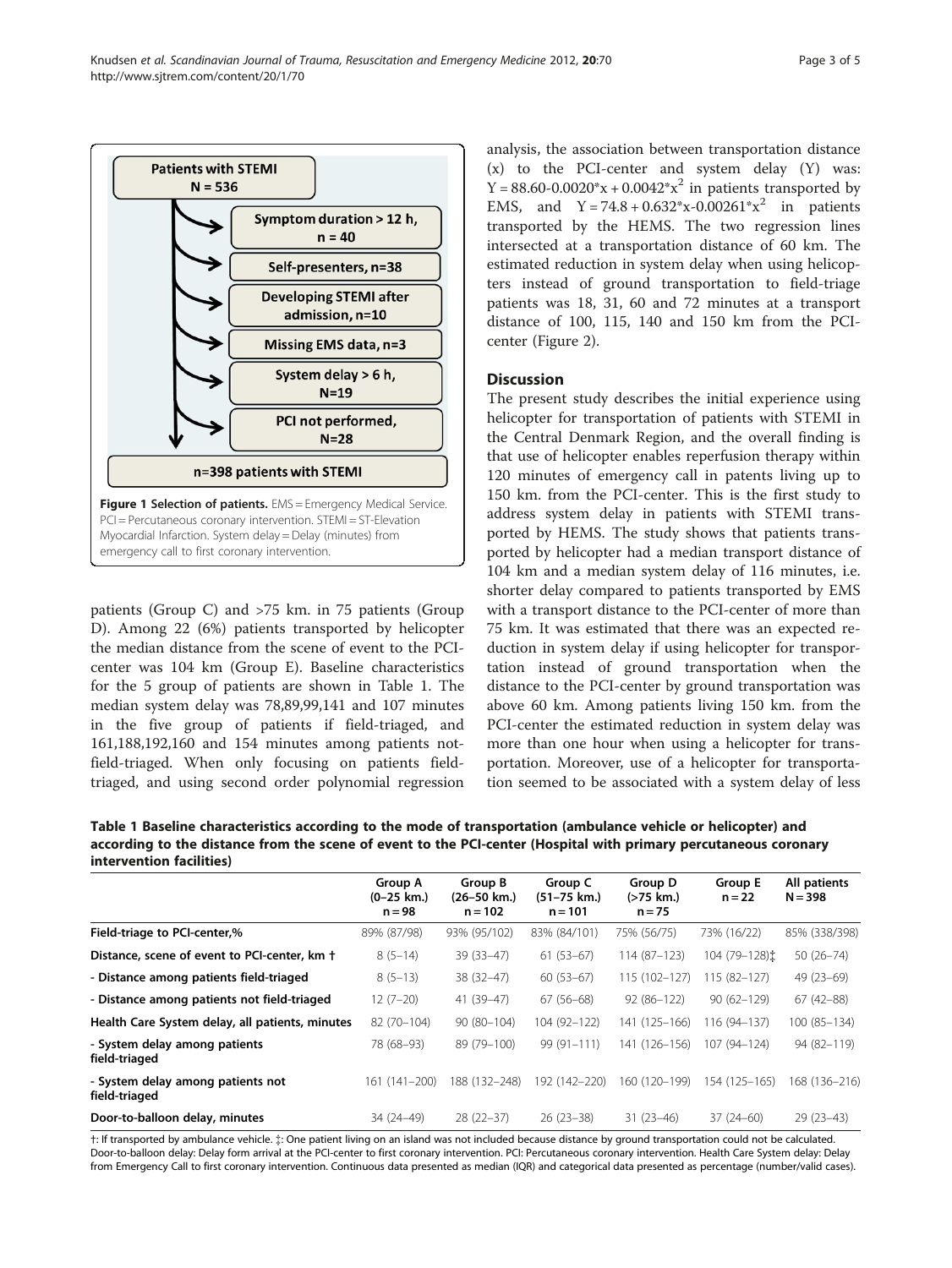**Patients with STEMI N = 536**

- Symptom duration > 12 h, n = 40
- Self-presenters, n=38
- Developing STEMI after admission, n=10
- Missing EMS data, n=3
- System delay > 6 h, N=19
- PCI not performed, N=28

**n=398 patients with STEMI**

**Figure 1 Selection of patients.** EMS = Emergency Medical Service. PCI = Percutaneous coronary intervention. STEMI = ST-Elevation Myocardial Infarction. System delay = Delay (minutes) from emergency call to first coronary intervention.

patients (Group C) and >75 km. in 75 patients (Group D). Among 22 (6%) patients transported by helicopter the median distance from the scene of event to the PCI-center was 104 km (Group E). Baseline characteristics for the 5 group of patients are shown in Table 1. The median system delay was 78,89,99,141 and 107 minutes in the five group of patients if field-triaged, and 161,188,192,160 and 154 minutes among patients not-field-triaged. When only focusing on patients field-triaged, and using second order polynomial regression analysis, the association between transportation distance (x) to the PCI-center and system delay (Y) was: $Y = 88.60 - 0.0020*x + 0.0042*x^2$ in patients transported by EMS, and $Y = 74.8 + 0.632*x - 0.00261*x^2$ in patients transported by the HEMS. The two regression lines intersected at a transportation distance of 60 km. The estimated reduction in system delay when using helicopters instead of ground transportation to field-triage patients was 18, 31, 60 and 72 minutes at a transport distance of 100, 115, 140 and 150 km from the PCI-center (Figure 2).

## Discussion

The present study describes the initial experience using helicopter for transportation of patients with STEMI in the Central Denmark Region, and the overall finding is that use of helicopter enables reperfusion therapy within 120 minutes of emergency call in patents living up to 150 km. from the PCI-center. This is the first study to address system delay in patients with STEMI transported by HEMS. The study shows that patients transported by helicopter had a median transport distance of 104 km and a median system delay of 116 minutes, i.e. shorter delay compared to patients transported by EMS with a transport distance to the PCI-center of more than 75 km. It was estimated that there was an expected reduction in system delay if using helicopter for transportation instead of ground transportation when the distance to the PCI-center by ground transportation was above 60 km. Among patients living 150 km. from the PCI-center the estimated reduction in system delay was more than one hour when using a helicopter for transportation. Moreover, use of a helicopter for transportation seemed to be associated with a system delay of less

**Table 1 Baseline characteristics according to the mode of transportation (ambulance vehicle or helicopter) and according to the distance from the scene of event to the PCI-center (Hospital with primary percutaneous coronary intervention facilities)**

| | Group A (0–25 km.) n = 98 | Group B (26–50 km.) n = 102 | Group C (51–75 km.) n = 101 | Group D (>75 km.) n = 75 | Group E n = 22 | All patients N = 398 |
|---|---|---|---|---|---|---|
| **Field-triage to PCI-center,%** | 89% (87/98) | 93% (95/102) | 83% (84/101) | 75% (56/75) | 73% (16/22) | 85% (338/398) |
| **Distance, scene of event to PCI-center, km †** | 8 (5–14) | 39 (33–47) | 61 (53–67) | 114 (87–123) | 104 (79–128)‡ | 50 (26–74) |
| **- Distance among patients field-triaged** | 8 (5–13) | 38 (32–47) | 60 (53–67) | 115 (102–127) | 115 (82–127) | 49 (23–69) |
| **- Distance among patients not field-triaged** | 12 (7–20) | 41 (39–47) | 67 (56–68) | 92 (86–122) | 90 (62–129) | 67 (42–88) |
| **Health Care System delay, all patients, minutes** | 82 (70–104) | 90 (80–104) | 104 (92–122) | 141 (125–166) | 116 (94–137) | 100 (85–134) |
| **- System delay among patients field-triaged** | 78 (68–93) | 89 (79–100) | 99 (91–111) | 141 (126–156) | 107 (94–124) | 94 (82–119) |
| **- System delay among patients not field-triaged** | 161 (141–200) | 188 (132–248) | 192 (142–220) | 160 (120–199) | 154 (125–165) | 168 (136–216) |
| **Door-to-balloon delay, minutes** | 34 (24–49) | 28 (22–37) | 26 (23–38) | 31 (23–46) | 37 (24–60) | 29 (23–43) |

†: If transported by ambulance vehicle. ‡: One patient living on an island was not included because distance by ground transportation could not be calculated. Door-to-balloon delay: Delay form arrival at the PCI-center to first coronary intervention. PCI: Percutaneous coronary intervention. Health Care System delay: Delay from Emergency Call to first coronary intervention. Continuous data presented as median (IQR) and categorical data presented as percentage (number/valid cases).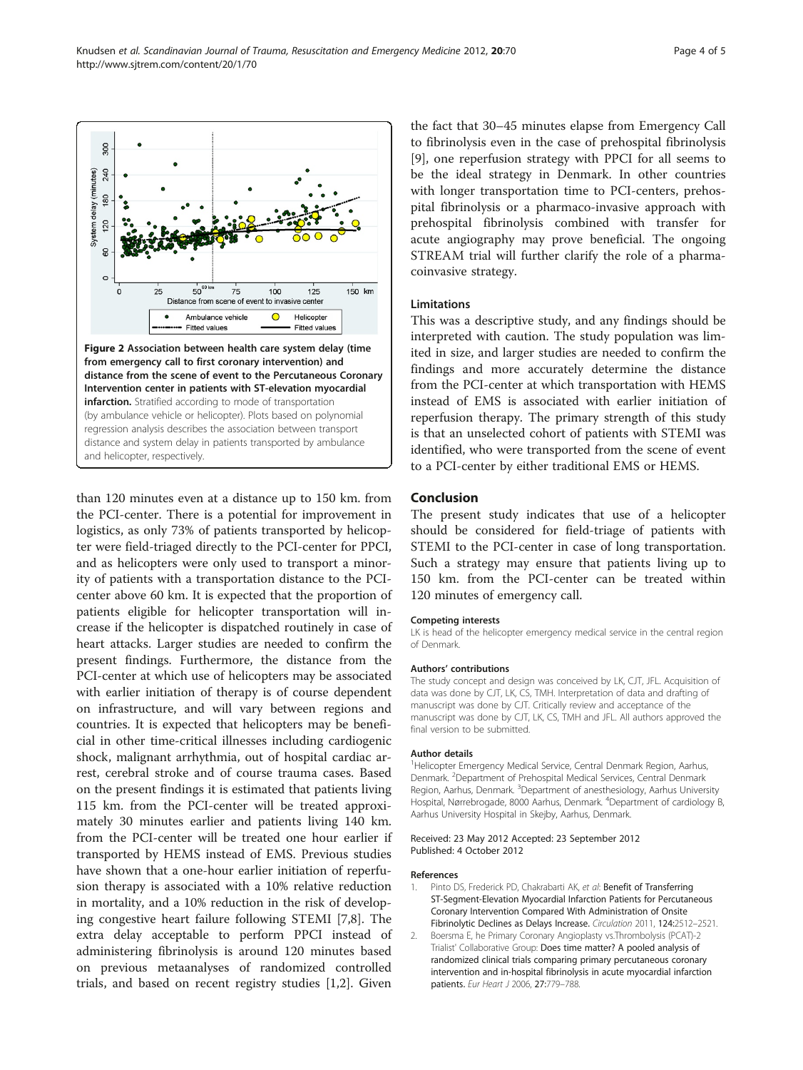**Figure 2 Association between health care system delay (time from emergency call to first coronary intervention) and distance from the scene of event to the Percutaneous Coronary Intervention center in patients with ST-elevation myocardial infarction.** Stratified according to mode of transportation (by ambulance vehicle or helicopter). Plots based on polynomial regression analysis describes the association between transport distance and system delay in patients transported by ambulance and helicopter, respectively.

than 120 minutes even at a distance up to 150 km. from the PCI-center. There is a potential for improvement in logistics, as only 73% of patients transported by helicopter were field-triaged directly to the PCI-center for PPCI, and as helicopters were only used to transport a minority of patients with a transportation distance to the PCI-center above 60 km. It is expected that the proportion of patients eligible for helicopter transportation will increase if the helicopter is dispatched routinely in case of heart attacks. Larger studies are needed to confirm the present findings. Furthermore, the distance from the PCI-center at which use of helicopters may be associated with earlier initiation of therapy is of course dependent on infrastructure, and will vary between regions and countries. It is expected that helicopters may be beneficial in other time-critical illnesses including cardiogenic shock, malignant arrhythmia, out of hospital cardiac arrest, cerebral stroke and of course trauma cases. Based on the present findings it is estimated that patients living 115 km. from the PCI-center will be treated approximately 30 minutes earlier and patients living 140 km. from the PCI-center will be treated one hour earlier if transported by HEMS instead of EMS. Previous studies have shown that a one-hour earlier initiation of reperfusion therapy is associated with a 10% relative reduction in mortality, and a 10% reduction in the risk of developing congestive heart failure following STEMI [7,8]. The extra delay acceptable to perform PPCI instead of administering fibrinolysis is around 120 minutes based on previous metaanalyses of randomized controlled trials, and based on recent registry studies [1,2]. Given the fact that 30–45 minutes elapse from Emergency Call to fibrinolysis even in the case of prehospital fibrinolysis [9], one reperfusion strategy with PPCI for all seems to be the ideal strategy in Denmark. In other countries with longer transportation time to PCI-centers, prehospital fibrinolysis or a pharmaco-invasive approach with prehospital fibrinolysis combined with transfer for acute angiography may prove beneficial. The ongoing STREAM trial will further clarify the role of a pharmacoinvasive strategy.

### Limitations

This was a descriptive study, and any findings should be interpreted with caution. The study population was limited in size, and larger studies are needed to confirm the findings and more accurately determine the distance from the PCI-center at which transportation with HEMS instead of EMS is associated with earlier initiation of reperfusion therapy. The primary strength of this study is that an unselected cohort of patients with STEMI was identified, who were transported from the scene of event to a PCI-center by either traditional EMS or HEMS.

## Conclusion

The present study indicates that use of a helicopter should be considered for field-triage of patients with STEMI to the PCI-center in case of long transportation. Such a strategy may ensure that patients living up to 150 km. from the PCI-center can be treated within 120 minutes of emergency call.

#### Competing interests

LK is head of the helicopter emergency medical service in the central region of Denmark.

#### Authors' contributions

The study concept and design was conceived by LK, CJT, JFL. Acquisition of data was done by CJT, LK, CS, TMH. Interpretation of data and drafting of manuscript was done by CJT. Critically review and acceptance of the manuscript was done by CJT, LK, CS, TMH and JFL. All authors approved the final version to be submitted.

#### Author details

[1]Helicopter Emergency Medical Service, Central Denmark Region, Aarhus, Denmark. [2]Department of Prehospital Medical Services, Central Denmark Region, Aarhus, Denmark. [3]Department of anesthesiology, Aarhus University Hospital, Nørrebrogade, 8000 Aarhus, Denmark. [4]Department of cardiology B, Aarhus University Hospital in Skejby, Aarhus, Denmark.

Received: 23 May 2012 Accepted: 23 September 2012
Published: 4 October 2012

#### References

1. Pinto DS, Frederick PD, Chakrabarti AK, *et al*: **Benefit of Transferring ST-Segment-Elevation Myocardial Infarction Patients for Percutaneous Coronary Intervention Compared With Administration of Onsite Fibrinolytic Declines as Delays Increase.** *Circulation* 2011, 124:2512–2521.
2. Boersma E, he Primary Coronary Angioplasty vs.Thrombolysis (PCAT)-2 Trialist' Collaborative Group: **Does time matter? A pooled analysis of randomized clinical trials comparing primary percutaneous coronary intervention and in-hospital fibrinolysis in acute myocardial infarction patients.** *Eur Heart J* 2006, 27:779–788.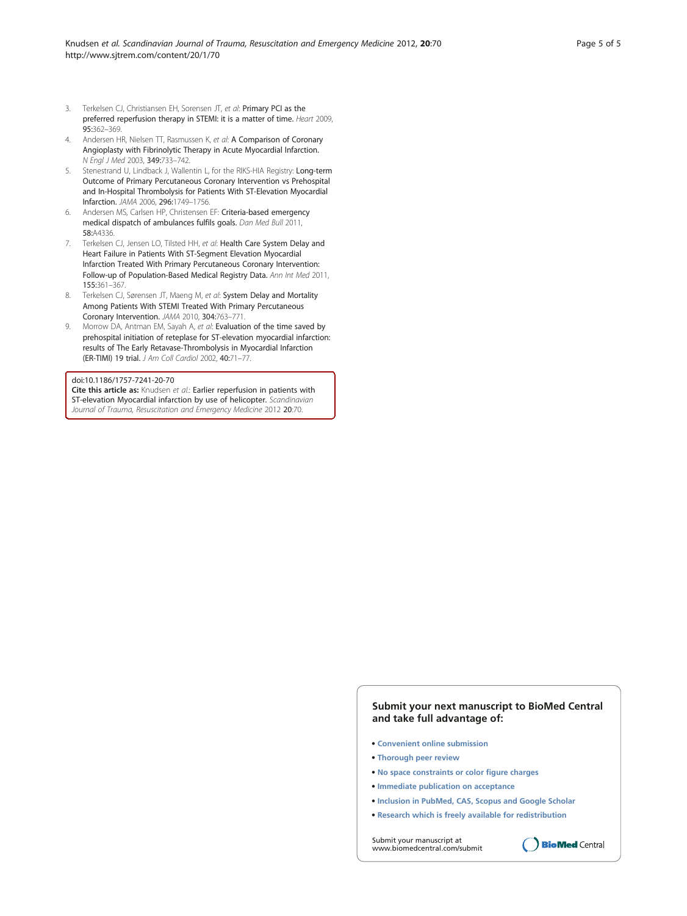3. Terkelsen CJ, Christiansen EH, Sorensen JT, *et al*: **Primary PCI as the preferred reperfusion therapy in STEMI: it is a matter of time.** *Heart* 2009, **95:**362–369.
4. Andersen HR, Nielsen TT, Rasmussen K, *et al*: **A Comparison of Coronary Angioplasty with Fibrinolytic Therapy in Acute Myocardial Infarction.** *N Engl J Med* 2003, **349:**733–742.
5. Stenestrand U, Lindback J, Wallentin L, for the RIKS-HIA Registry: **Long-term Outcome of Primary Percutaneous Coronary Intervention vs Prehospital and In-Hospital Thrombolysis for Patients With ST-Elevation Myocardial Infarction.** *JAMA* 2006, **296:**1749–1756.
6. Andersen MS, Carlsen HP, Christensen EF: **Criteria-based emergency medical dispatch of ambulances fulfils goals.** *Dan Med Bull* 2011, **58:**A4336.
7. Terkelsen CJ, Jensen LO, Tilsted HH, *et al*: **Health Care System Delay and Heart Failure in Patients With ST-Segment Elevation Myocardial Infarction Treated With Primary Percutaneous Coronary Intervention: Follow-up of Population-Based Medical Registry Data.** *Ann Int Med* 2011, **155:**361–367.
8. Terkelsen CJ, Sørensen JT, Maeng M, *et al*: **System Delay and Mortality Among Patients With STEMI Treated With Primary Percutaneous Coronary Intervention.** *JAMA* 2010, **304:**763–771.
9. Morrow DA, Antman EM, Sayah A, *et al*: **Evaluation of the time saved by prehospital initiation of reteplase for ST-elevation myocardial infarction: results of The Early Retavase-Thrombolysis in Myocardial Infarction (ER-TIMI) 19 trial.** *J Am Coll Cardiol* 2002, **40:**71–77.

doi:10.1186/1757-7241-20-70

**Cite this article as:** Knudsen *et al.*: Earlier reperfusion in patients with ST-elevation Myocardial infarction by use of helicopter. *Scandinavian Journal of Trauma, Resuscitation and Emergency Medicine* 2012 **20**:70.

**Submit your next manuscript to BioMed Central and take full advantage of:**

- **Convenient online submission**
- **Thorough peer review**
- **No space constraints or color figure charges**
- **Immediate publication on acceptance**
- **Inclusion in PubMed, CAS, Scopus and Google Scholar**
- **Research which is freely available for redistribution**

Submit your manuscript at
www.biomedcentral.com/submit

BioMed Central